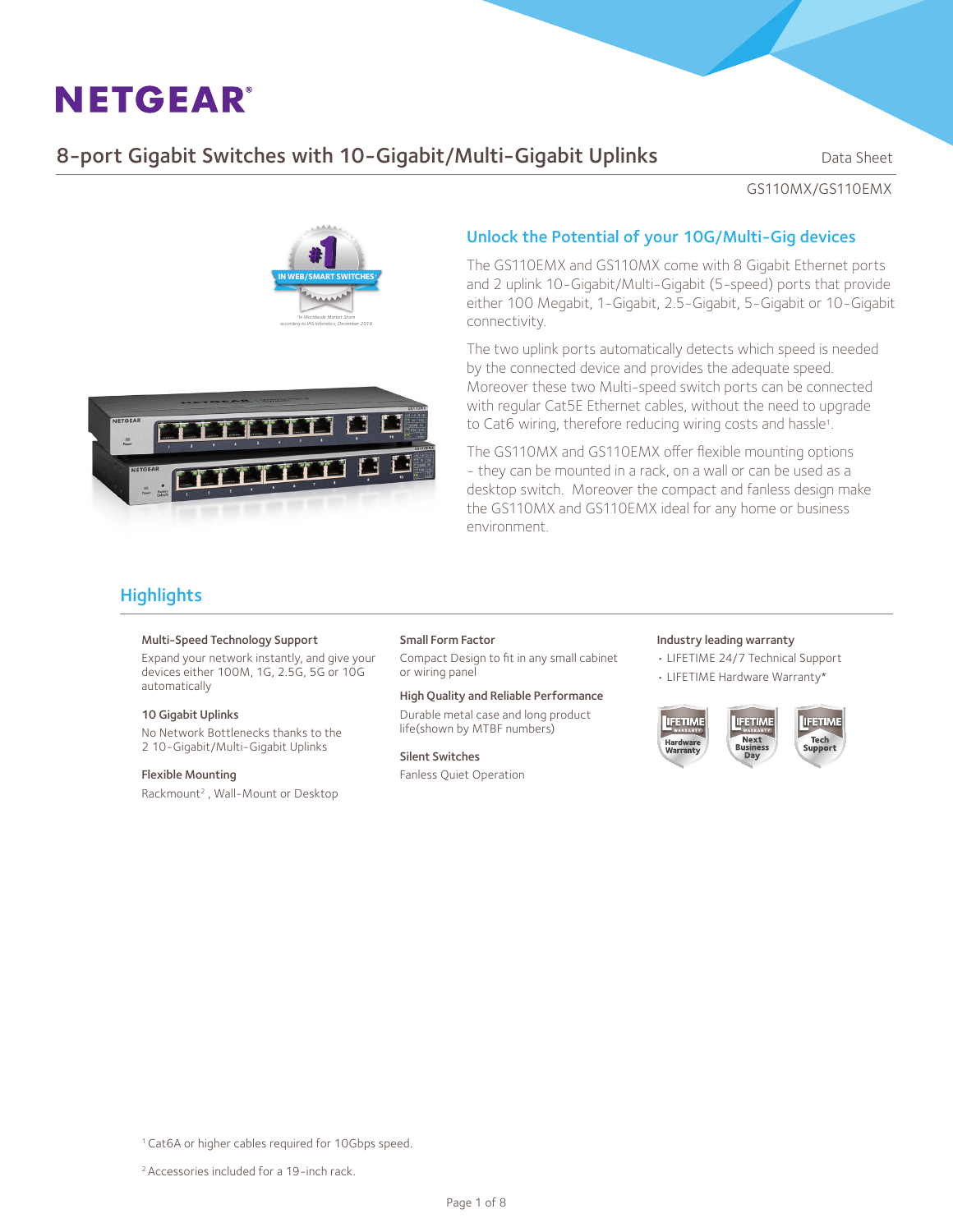# NETGEAR

## 8-port Gigabit Switches with 10-Gigabit/Multi-Gigabit Uplinks

Data Sheet

GS110MX/GS110EMX

### Unlock the Potential of your 10G/Multi-Gig devices

The GS110EMX and GS110MX come with 8 Gigabit Ethernet ports and 2 uplink 10-Gigabit/Multi-Gigabit (5-speed) ports that provide either 100 Megabit, 1-Gigabit, 2.5-Gigabit, 5-Gigabit or 10-Gigabit connectivity.

The two uplink ports automatically detects which speed is needed by the connected device and provides the adequate speed. Moreover these two Multi-speed switch ports can be connected with regular Cat5E Ethernet cables, without the need to upgrade to Cat6 wiring, therefore reducing wiring costs and hassle[1].

The GS110MX and GS110EMX offer flexible mounting options - they can be mounted in a rack, on a wall or can be used as a desktop switch. Moreover the compact and fanless design make the GS110MX and GS110EMX ideal for any home or business environment.

## Highlights

**Multi-Speed Technology Support**

Expand your network instantly, and give your devices either 100M, 1G, 2.5G, 5G or 10G automatically

**10 Gigabit Uplinks**

No Network Bottlenecks thanks to the 2 10-Gigabit/Multi-Gigabit Uplinks

**Flexible Mounting**

Rackmount[2], Wall-Mount or Desktop

**Small Form Factor**

Compact Design to fit in any small cabinet or wiring panel

**High Quality and Reliable Performance**

Durable metal case and long product life(shown by MTBF numbers)

**Silent Switches**

Fanless Quiet Operation

**Industry leading warranty**

- LIFETIME 24/7 Technical Support
- LIFETIME Hardware Warranty*

[1] Cat6A or higher cables required for 10Gbps speed.

[2] Accessories included for a 19-inch rack.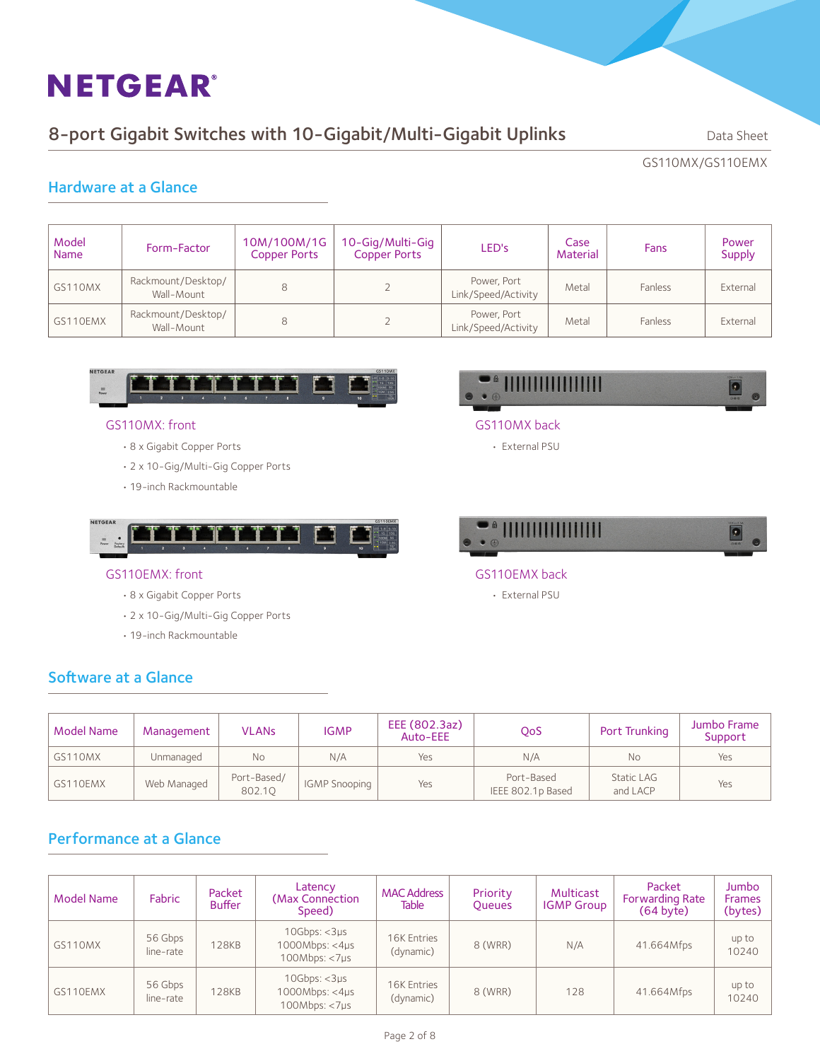# NETGEAR

## 8-port Gigabit Switches with 10-Gigabit/Multi-Gigabit Uplinks

Data Sheet

GS110MX/GS110EMX

### Hardware at a Glance

| Model Name | Form-Factor | 10M/100M/1G Copper Ports | 10-Gig/Multi-Gig Copper Ports | LED's | Case Material | Fans | Power Supply |
|---|---|---|---|---|---|---|---|
| GS110MX | Rackmount/Desktop/ Wall-Mount | 8 | 2 | Power, Port Link/Speed/Activity | Metal | Fanless | External |
| GS110EMX | Rackmount/Desktop/ Wall-Mount | 8 | 2 | Power, Port Link/Speed/Activity | Metal | Fanless | External |

GS110MX: front

- 8 x Gigabit Copper Ports
- 2 x 10-Gig/Multi-Gig Copper Ports
- 19-inch Rackmountable

GS110MX back

- External PSU

GS110EMX: front

- 8 x Gigabit Copper Ports
- 2 x 10-Gig/Multi-Gig Copper Ports
- 19-inch Rackmountable

GS110EMX back

- External PSU

### Software at a Glance

| Model Name | Management | VLANs | IGMP | EEE (802.3az) Auto-EEE | QoS | Port Trunking | Jumbo Frame Support |
|---|---|---|---|---|---|---|---|
| GS110MX | Unmanaged | No | N/A | Yes | N/A | No | Yes |
| GS110EMX | Web Managed | Port-Based/ 802.1Q | IGMP Snooping | Yes | Port-Based IEEE 802.1p Based | Static LAG and LACP | Yes |

### Performance at a Glance

| Model Name | Fabric | Packet Buffer | Latency (Max Connection Speed) | MAC Address Table | Priority Queues | Multicast IGMP Group | Packet Forwarding Rate (64 byte) | Jumbo Frames (bytes) |
|---|---|---|---|---|---|---|---|---|
| GS110MX | 56 Gbps line-rate | 128KB | 10Gbps: <3µs 1000Mbps: <4µs 100Mbps: <7µs | 16K Entries (dynamic) | 8 (WRR) | N/A | 41.664Mfps | up to 10240 |
| GS110EMX | 56 Gbps line-rate | 128KB | 10Gbps: <3µs 1000Mbps: <4µs 100Mbps: <7µs | 16K Entries (dynamic) | 8 (WRR) | 128 | 41.664Mfps | up to 10240 |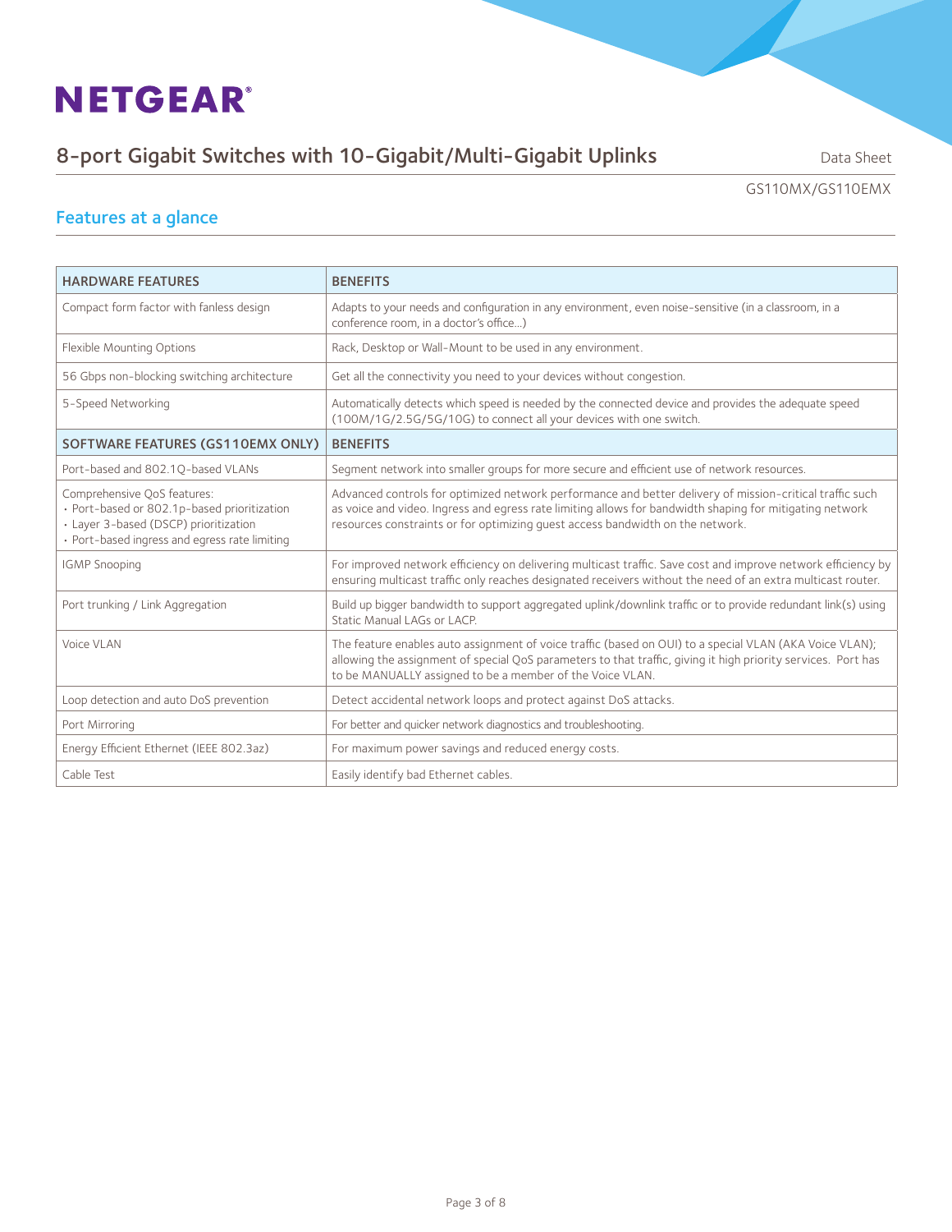# NETGEAR

## 8-port Gigabit Switches with 10-Gigabit/Multi-Gigabit Uplinks

Data Sheet

GS110MX/GS110EMX

### Features at a glance

| HARDWARE FEATURES | BENEFITS |
|---|---|
| Compact form factor with fanless design | Adapts to your needs and configuration in any environment, even noise-sensitive (in a classroom, in a conference room, in a doctor's office...) |
| Flexible Mounting Options | Rack, Desktop or Wall-Mount to be used in any environment. |
| 56 Gbps non-blocking switching architecture | Get all the connectivity you need to your devices without congestion. |
| 5-Speed Networking | Automatically detects which speed is needed by the connected device and provides the adequate speed (100M/1G/2.5G/5G/10G) to connect all your devices with one switch. |
| **SOFTWARE FEATURES (GS110EMX ONLY)** | **BENEFITS** |
| Port-based and 802.1Q-based VLANs | Segment network into smaller groups for more secure and efficient use of network resources. |
| Comprehensive QoS features: <br>• Port-based or 802.1p-based prioritization <br>• Layer 3-based (DSCP) prioritization <br>• Port-based ingress and egress rate limiting | Advanced controls for optimized network performance and better delivery of mission-critical traffic such as voice and video. Ingress and egress rate limiting allows for bandwidth shaping for mitigating network resources constraints or for optimizing guest access bandwidth on the network. |
| IGMP Snooping | For improved network efficiency on delivering multicast traffic. Save cost and improve network efficiency by ensuring multicast traffic only reaches designated receivers without the need of an extra multicast router. |
| Port trunking / Link Aggregation | Build up bigger bandwidth to support aggregated uplink/downlink traffic or to provide redundant link(s) using Static Manual LAGs or LACP. |
| Voice VLAN | The feature enables auto assignment of voice traffic (based on OUI) to a special VLAN (AKA Voice VLAN); allowing the assignment of special QoS parameters to that traffic, giving it high priority services. Port has to be MANUALLY assigned to be a member of the Voice VLAN. |
| Loop detection and auto DoS prevention | Detect accidental network loops and protect against DoS attacks. |
| Port Mirroring | For better and quicker network diagnostics and troubleshooting. |
| Energy Efficient Ethernet (IEEE 802.3az) | For maximum power savings and reduced energy costs. |
| Cable Test | Easily identify bad Ethernet cables. |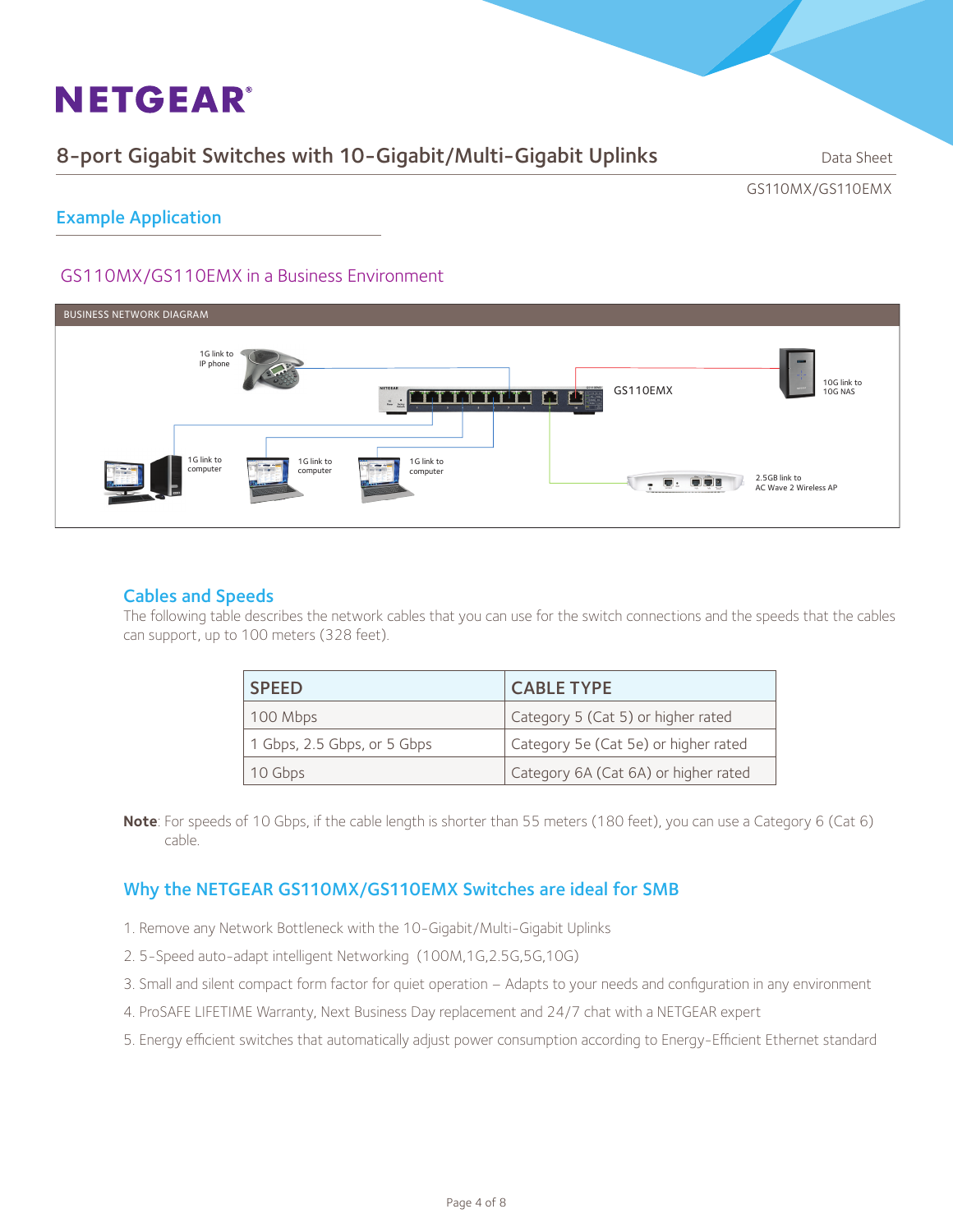## Example Application

### GS110MX/GS110EMX in a Business Environment

BUSINESS NETWORK DIAGRAM

## Cables and Speeds

The following table describes the network cables that you can use for the switch connections and the speeds that the cables can support, up to 100 meters (328 feet).

| SPEED | CABLE TYPE |
|---|---|
| 100 Mbps | Category 5 (Cat 5) or higher rated |
| 1 Gbps, 2.5 Gbps, or 5 Gbps | Category 5e (Cat 5e) or higher rated |
| 10 Gbps | Category 6A (Cat 6A) or higher rated |

**Note**: For speeds of 10 Gbps, if the cable length is shorter than 55 meters (180 feet), you can use a Category 6 (Cat 6) cable.

## Why the NETGEAR GS110MX/GS110EMX Switches are ideal for SMB

1. Remove any Network Bottleneck with the 10-Gigabit/Multi-Gigabit Uplinks
2. 5-Speed auto-adapt intelligent Networking (100M,1G,2.5G,5G,10G)
3. Small and silent compact form factor for quiet operation – Adapts to your needs and configuration in any environment
4. ProSAFE LIFETIME Warranty, Next Business Day replacement and 24/7 chat with a NETGEAR expert
5. Energy efficient switches that automatically adjust power consumption according to Energy-Efficient Ethernet standard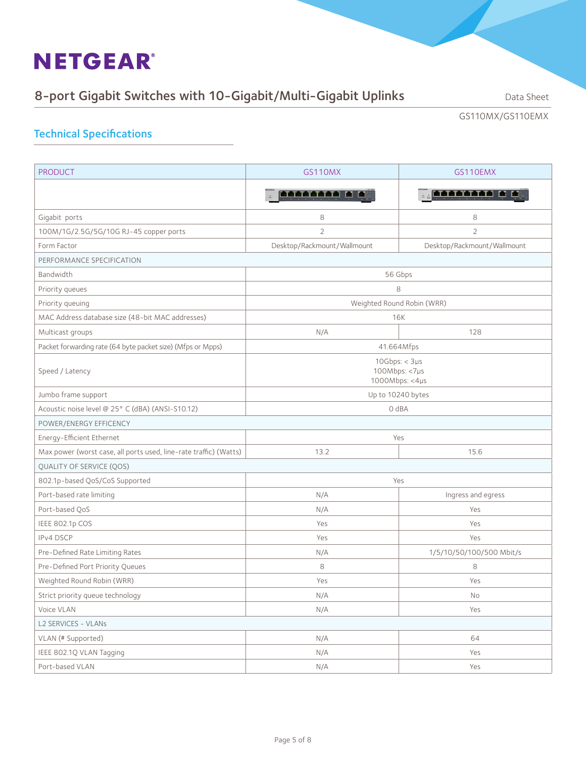# NETGEAR

## 8-port Gigabit Switches with 10-Gigabit/Multi-Gigabit Uplinks

Data Sheet

GS110MX/GS110EMX

### Technical Specifications

| PRODUCT | GS110MX | GS110EMX |
|---|---|---|
| | | |
| Gigabit ports | 8 | 8 |
| 100M/1G/2.5G/5G/10G RJ-45 copper ports | 2 | 2 |
| Form Factor | Desktop/Rackmount/Wallmount | Desktop/Rackmount/Wallmount |
| PERFORMANCE SPECIFICATION | | |
| Bandwidth | 56 Gbps | |
| Priority queues | 8 | |
| Priority queuing | Weighted Round Robin (WRR) | |
| MAC Address database size (48-bit MAC addresses) | 16K | |
| Multicast groups | N/A | 128 |
| Packet forwarding rate (64 byte packet size) (Mfps or Mpps) | 41.664Mfps | |
| Speed / Latency | 10Gbps: < 3µs<br>100Mbps: <7µs<br>1000Mbps: <4µs | |
| Jumbo frame support | Up to 10240 bytes | |
| Acoustic noise level @ 25° C (dBA) (ANSI-S10.12) | 0 dBA | |
| POWER/ENERGY EFFICENCY | | |
| Energy-Efficient Ethernet | Yes | |
| Max power (worst case, all ports used, line-rate traffic) (Watts) | 13.2 | 15.6 |
| QUALITY OF SERVICE (QOS) | | |
| 802.1p-based QoS/CoS Supported | Yes | |
| Port-based rate limiting | N/A | Ingress and egress |
| Port-based QoS | N/A | Yes |
| IEEE 802.1p COS | Yes | Yes |
| IPv4 DSCP | Yes | Yes |
| Pre-Defined Rate Limiting Rates | N/A | 1/5/10/50/100/500 Mbit/s |
| Pre-Defined Port Priority Queues | 8 | 8 |
| Weighted Round Robin (WRR) | Yes | Yes |
| Strict priority queue technology | N/A | No |
| Voice VLAN | N/A | Yes |
| L2 SERVICES - VLANs | | |
| VLAN (# Supported) | N/A | 64 |
| IEEE 802.1Q VLAN Tagging | N/A | Yes |
| Port-based VLAN | N/A | Yes |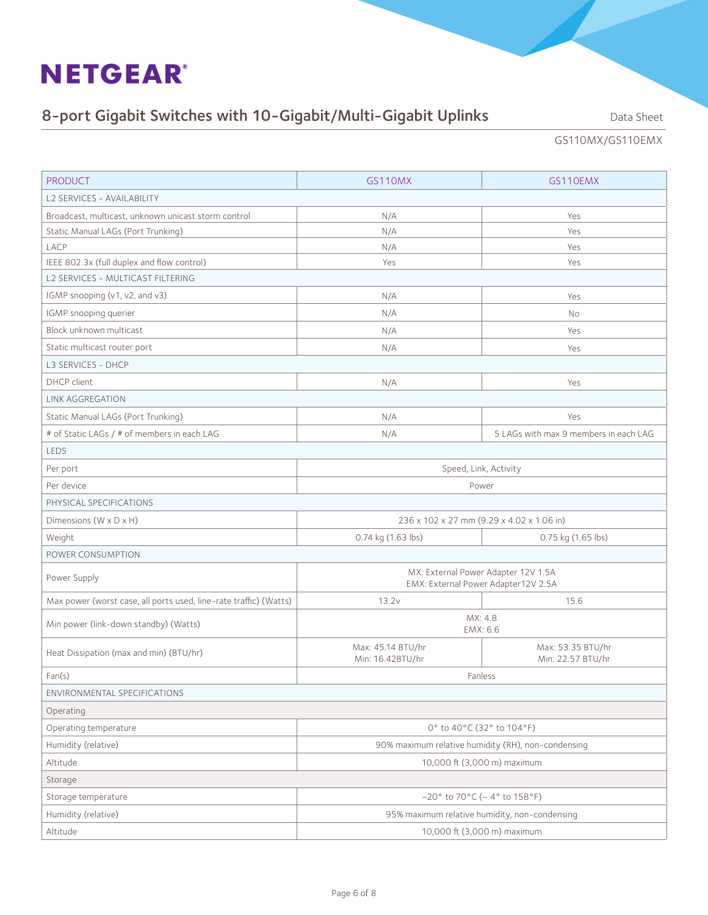| PRODUCT | GS110MX | GS110EMX |
|---|---|---|
| L2 SERVICES - AVAILABILITY | | |
| Broadcast, multicast, unknown unicast storm control | N/A | Yes |
| Static Manual LAGs (Port Trunking) | N/A | Yes |
| LACP | N/A | Yes |
| IEEE 802.3x (full duplex and flow control) | Yes | Yes |
| L2 SERVICES - MULTICAST FILTERING | | |
| IGMP snooping (v1, v2, and v3) | N/A | Yes |
| IGMP snooping querier | N/A | No |
| Block unknown multicast | N/A | Yes |
| Static multicast router port | N/A | Yes |
| L3 SERVICES - DHCP | | |
| DHCP client | N/A | Yes |
| LINK AGGREGATION | | |
| Static Manual LAGs (Port Trunking) | N/A | Yes |
| # of Static LAGs / # of members in each LAG | N/A | 5 LAGs with max 9 members in each LAG |
| LEDS | | |
| Per port | Speed, Link, Activity | |
| Per device | Power | |
| PHYSICAL SPECIFICATIONS | | |
| Dimensions (W x D x H) | 236 x 102 x 27 mm (9.29 x 4.02 x 1.06 in) | |
| Weight | 0.74 kg (1.63 lbs) | 0.75 kg (1.65 lbs) |
| POWER CONSUMPTION | | |
| Power Supply | MX: External Power Adapter 12V 1.5A<br>EMX: External Power Adapter12V 2.5A | |
| Max power (worst case, all ports used, line-rate traffic) (Watts) | 13.2v | 15.6 |
| Min power (link-down standby) (Watts) | MX: 4.8<br>EMX: 6.6 | |
| Heat Dissipation (max and min) (BTU/hr) | Max: 45.14 BTU/hr<br>Min: 16.42BTU/hr | Max: 53.35 BTU/hr<br>Min: 22.57 BTU/hr |
| Fan(s) | Fanless | |
| ENVIRONMENTAL SPECIFICATIONS | | |
| Operating | | |
| Operating temperature | 0° to 40°C (32° to 104°F) | |
| Humidity (relative) | 90% maximum relative humidity (RH), non-condensing | |
| Altitude | 10,000 ft (3,000 m) maximum | |
| Storage | | |
| Storage temperature | –20° to 70°C (– 4° to 158°F) | |
| Humidity (relative) | 95% maximum relative humidity, non-condensing | |
| Altitude | 10,000 ft (3,000 m) maximum | |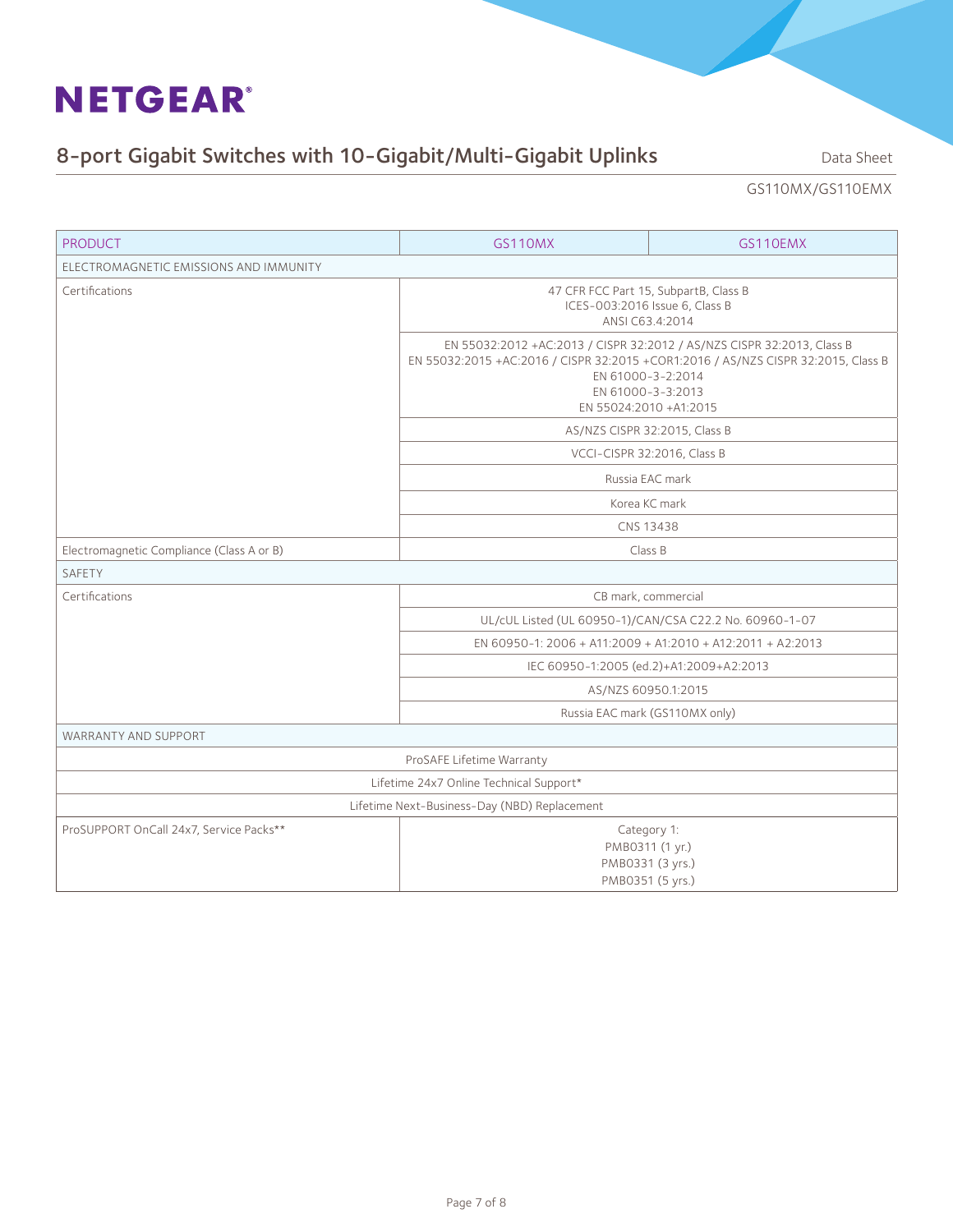| PRODUCT | GS110MX | GS110EMX |
|---|---|---|
| ELECTROMAGNETIC EMISSIONS AND IMMUNITY | | |
| Certifications | 47 CFR FCC Part 15, SubpartB, Class B<br>ICES-003:2016 Issue 6, Class B<br>ANSI C63.4:2014 | |
| | EN 55032:2012 +AC:2013 / CISPR 32:2012 / AS/NZS CISPR 32:2013, Class B<br>EN 55032:2015 +AC:2016 / CISPR 32:2015 +COR1:2016 / AS/NZS CISPR 32:2015, Class B<br>EN 61000-3-2:2014<br>EN 61000-3-3:2013<br>EN 55024:2010 +A1:2015 | |
| | AS/NZS CISPR 32:2015, Class B | |
| | VCCI-CISPR 32:2016, Class B | |
| | Russia EAC mark | |
| | Korea KC mark | |
| | CNS 13438 | |
| Electromagnetic Compliance (Class A or B) | Class B | |
| SAFETY | | |
| Certifications | CB mark, commercial | |
| | UL/cUL Listed (UL 60950-1)/CAN/CSA C22.2 No. 60960-1-07 | |
| | EN 60950-1: 2006 + A11:2009 + A1:2010 + A12:2011 + A2:2013 | |
| | IEC 60950-1:2005 (ed.2)+A1:2009+A2:2013 | |
| | AS/NZS 60950.1:2015 | |
| | Russia EAC mark (GS110MX only) | |
| WARRANTY AND SUPPORT | | |
| ProSAFE Lifetime Warranty | | |
| Lifetime 24x7 Online Technical Support* | | |
| Lifetime Next-Business-Day (NBD) Replacement | | |
| ProSUPPORT OnCall 24x7, Service Packs** | Category 1:<br>PMB0311 (1 yr.)<br>PMB0331 (3 yrs.)<br>PMB0351 (5 yrs.) | |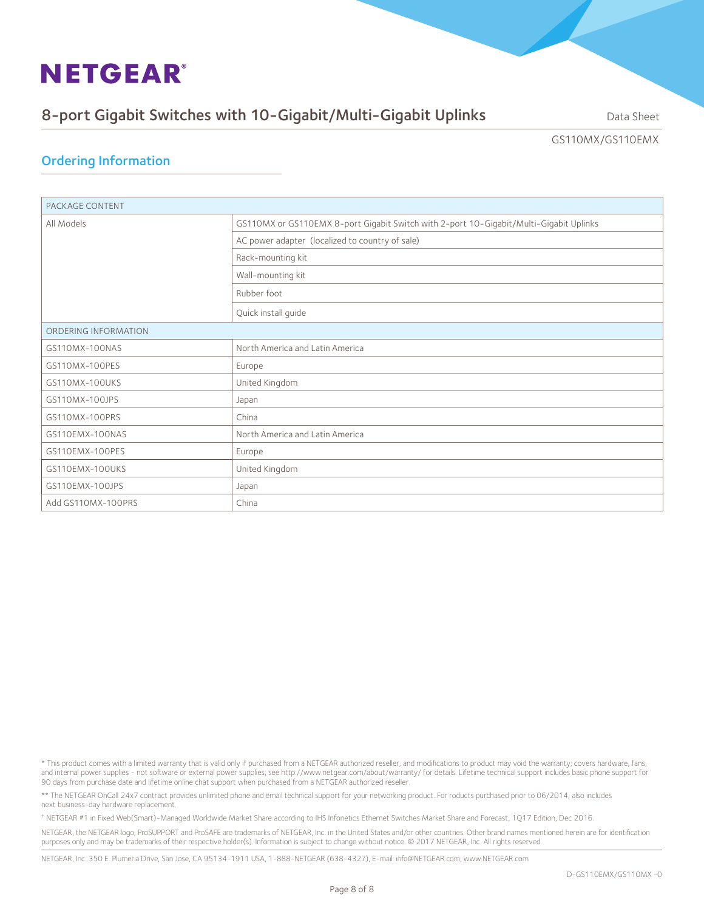## Ordering Information

| | |
|---|---|
| PACKAGE CONTENT | |
| All Models | GS110MX or GS110EMX 8-port Gigabit Switch with 2-port 10-Gigabit/Multi-Gigabit Uplinks |
| | AC power adapter (localized to country of sale) |
| | Rack-mounting kit |
| | Wall-mounting kit |
| | Rubber foot |
| | Quick install guide |
| ORDERING INFORMATION | |
| GS110MX-100NAS | North America and Latin America |
| GS110MX-100PES | Europe |
| GS110MX-100UKS | United Kingdom |
| GS110MX-100JPS | Japan |
| GS110MX-100PRS | China |
| GS110EMX-100NAS | North America and Latin America |
| GS110EMX-100PES | Europe |
| GS110EMX-100UKS | United Kingdom |
| GS110EMX-100JPS | Japan |
| Add GS110MX-100PRS | China |

* This product comes with a limited warranty that is valid only if purchased from a NETGEAR authorized reseller, and modifications to product may void the warranty; covers hardware, fans, and internal power supplies - not software or external power supplies; see http://www.netgear.com/about/warranty/ for details. Lifetime technical support includes basic phone support for 90 days from purchase date and lifetime online chat support when purchased from a NETGEAR authorized reseller.

** The NETGEAR OnCall 24x7 contract provides unlimited phone and email technical support for your networking product. For roducts purchased prior to 06/2014, also includes next business-day hardware replacement.

† NETGEAR #1 in Fixed Web(Smart)-Managed Worldwide Market Share according to IHS Infonetics Ethernet Switches Market Share and Forecast, 1Q17 Edition, Dec 2016.

NETGEAR, the NETGEAR logo, ProSUPPORT and ProSAFE are trademarks of NETGEAR, Inc. in the United States and/or other countries. Other brand names mentioned herein are for identification purposes only and may be trademarks of their respective holder(s). Information is subject to change without notice. © 2017 NETGEAR, Inc. All rights reserved.

NETGEAR, Inc. 350 E. Plumeria Drive, San Jose, CA 95134-1911 USA, 1-888-NETGEAR (638-4327), E-mail: info@NETGEAR.com, www.NETGEAR.com

D-GS110EMX/GS110MX -0